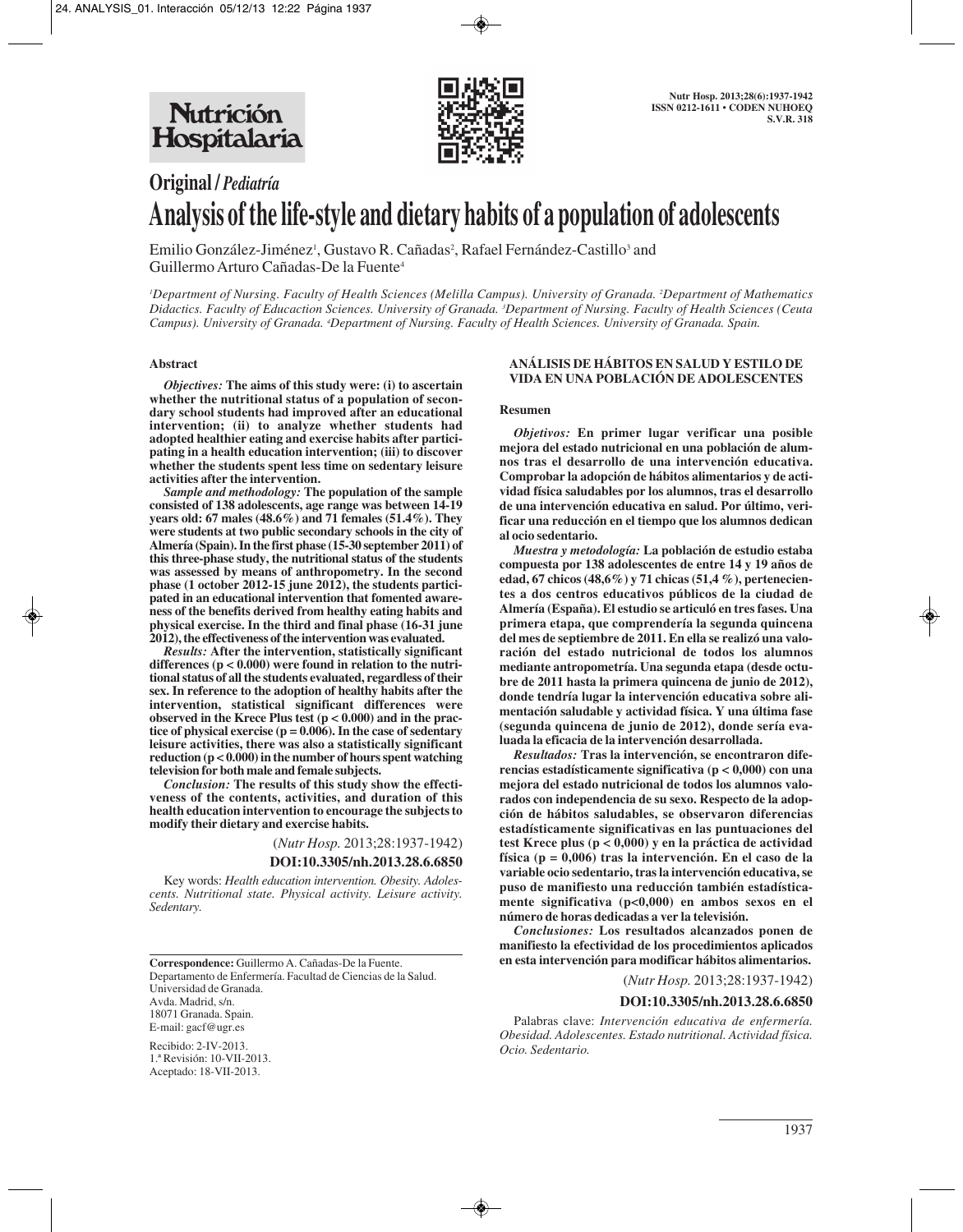**Original / *Pediatría***

# Analysis of the life-style and dietary habits of a population of adolescents

Emilio González-Jiménez[1], Gustavo R. Cañadas[2], Rafael Fernández-Castillo[3] and Guillermo Arturo Cañadas-De la Fuente[4]

*[1]Department of Nursing. Faculty of Health Sciences (Melilla Campus). University of Granada. [2]Department of Mathematics Didactics. Faculty of Educaction Sciences. University of Granada. [3]Department of Nursing. Faculty of Health Sciences (Ceuta Campus). University of Granada. [4]Department of Nursing. Faculty of Health Sciences. University of Granada. Spain.*

## Abstract

***Objectives:*** **The aims of this study were: (i) to ascertain whether the nutritional status of a population of secondary school students had improved after an educational intervention; (ii) to analyze whether students had adopted healthier eating and exercise habits after participating in a health education intervention; (iii) to discover whether the students spent less time on sedentary leisure activities after the intervention.**

***Sample and methodology:*** **The population of the sample consisted of 138 adolescents, age range was between 14-19 years old: 67 males (48.6%) and 71 females (51.4%). They were students at two public secondary schools in the city of Almería (Spain). In the first phase (15-30 september 2011) of this three-phase study, the nutritional status of the students was assessed by means of anthropometry. In the second phase (1 october 2012-15 june 2012), the students participated in an educational intervention that fomented awareness of the benefits derived from healthy eating habits and physical exercise. In the third and final phase (16-31 june 2012), the effectiveness of the intervention was evaluated.**

***Results:*** **After the intervention, statistically significant differences ($p < 0.000$) were found in relation to the nutritional status of all the students evaluated, regardless of their sex. In reference to the adoption of healthy habits after the intervention, statistical significant differences were observed in the Krece Plus test ($p < 0.000$) and in the practice of physical exercise ($p = 0.006$). In the case of sedentary leisure activities, there was also a statistically significant reduction ($p < 0.000$) in the number of hours spent watching television for both male and female subjects.**

***Conclusion:*** **The results of this study show the effectiveness of the contents, activities, and duration of this health education intervention to encourage the subjects to modify their dietary and exercise habits.**

(*Nutr Hosp.* 2013;28:1937-1942)

**DOI:10.3305/nh.2013.28.6.6850**

Key words: *Health education intervention. Obesity. Adolescents. Nutritional state. Physical activity. Leisure activity. Sedentary.*

## ANÁLISIS DE HÁBITOS EN SALUD Y ESTILO DE VIDA EN UNA POBLACIÓN DE ADOLESCENTES

### Resumen

***Objetivos:*** **En primer lugar verificar una posible mejora del estado nutricional en una población de alumnos tras el desarrollo de una intervención educativa. Comprobar la adopción de hábitos alimentarios y de actividad física saludables por los alumnos, tras el desarrollo de una intervención educativa en salud. Por último, verificar una reducción en el tiempo que los alumnos dedican al ocio sedentario.**

***Muestra y metodología:*** **La población de estudio estaba compuesta por 138 adolescentes de entre 14 y 19 años de edad, 67 chicos (48,6%) y 71 chicas (51,4 %), pertenecientes a dos centros educativos públicos de la ciudad de Almería (España). El estudio se articuló en tres fases. Una primera etapa, que comprendería la segunda quincena del mes de septiembre de 2011. En ella se realizó una valoración del estado nutricional de todos los alumnos mediante antropometría. Una segunda etapa (desde octubre de 2011 hasta la primera quincena de junio de 2012), donde tendría lugar la intervención educativa sobre alimentación saludable y actividad física. Y una última fase (segunda quincena de junio de 2012), donde sería evaluada la eficacia de la intervención desarrollada.**

***Resultados:*** **Tras la intervención, se encontraron diferencias estadísticamente significativa ($p < 0{,}000$) con una mejora del estado nutricional de todos los alumnos valorados con independencia de su sexo. Respecto de la adopción de hábitos saludables, se observaron diferencias estadísticamente significativas en las puntuaciones del test Krece plus ($p < 0{,}000$) y en la práctica de actividad física ($p = 0{,}006$) tras la intervención. En el caso de la variable ocio sedentario, tras la intervención educativa, se puso de manifiesto una reducción también estadísticamente significativa ($p<0{,}000$) en ambos sexos en el número de horas dedicadas a ver la televisión.**

***Conclusiones:*** **Los resultados alcanzados ponen de manifiesto la efectividad de los procedimientos aplicados en esta intervención para modificar hábitos alimentarios.**

(*Nutr Hosp.* 2013;28:1937-1942)

**DOI:10.3305/nh.2013.28.6.6850**

Palabras clave: *Intervención educativa de enfermería. Obesidad. Adolescentes. Estado nutritional. Actividad física. Ocio. Sedentario.*

---

**Correspondence:** Guillermo A. Cañadas-De la Fuente.
Departamento de Enfermería. Facultad de Ciencias de la Salud.
Universidad de Granada.
Avda. Madrid, s/n.
18071 Granada. Spain.
E-mail: gacf@ugr.es

Recibido: 2-IV-2013.
1.ª Revisión: 10-VII-2013.
Aceptado: 18-VII-2013.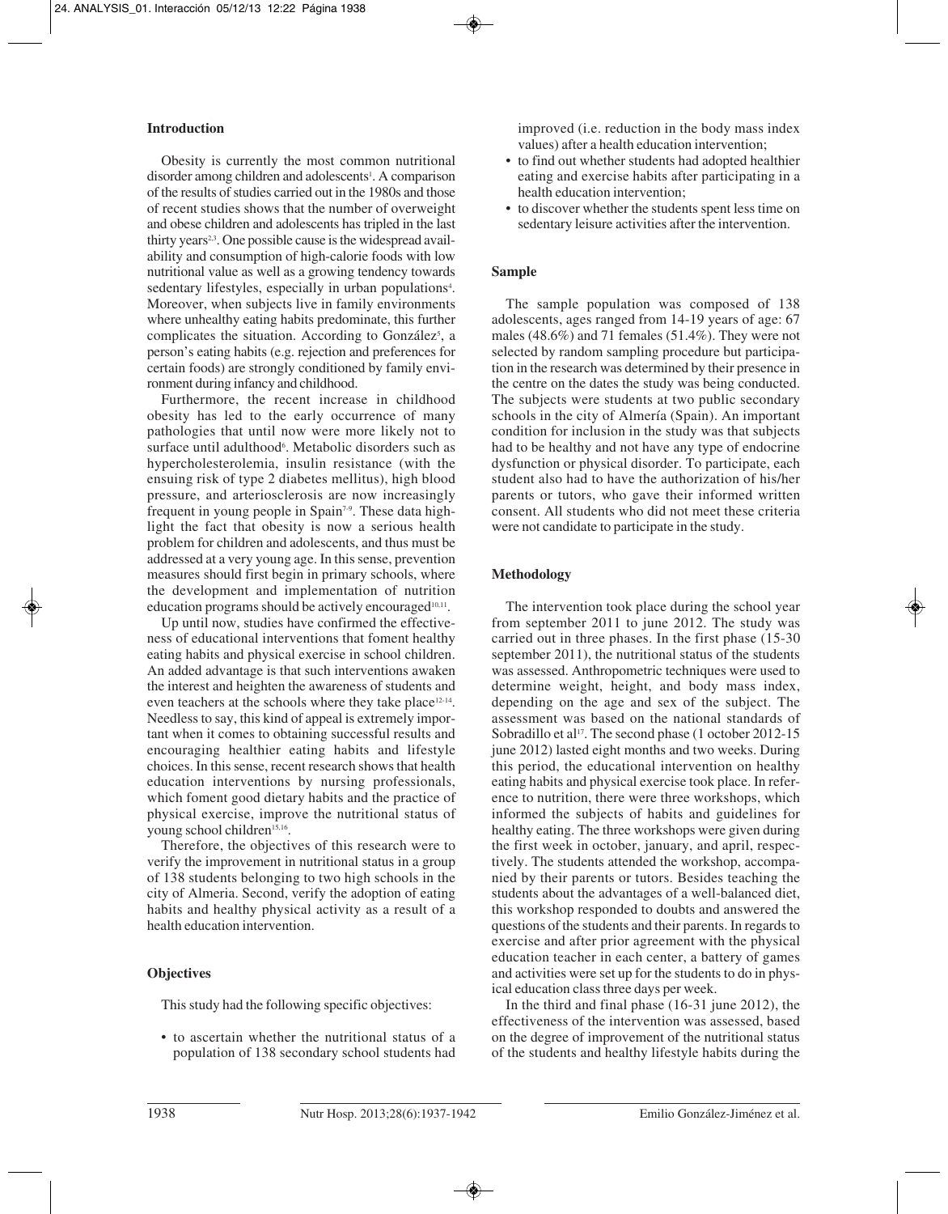## Introduction

Obesity is currently the most common nutritional disorder among children and adolescents[1]. A comparison of the results of studies carried out in the 1980s and those of recent studies shows that the number of overweight and obese children and adolescents has tripled in the last thirty years[2,3]. One possible cause is the widespread availability and consumption of high-calorie foods with low nutritional value as well as a growing tendency towards sedentary lifestyles, especially in urban populations[4]. Moreover, when subjects live in family environments where unhealthy eating habits predominate, this further complicates the situation. According to González[5], a person's eating habits (e.g. rejection and preferences for certain foods) are strongly conditioned by family environment during infancy and childhood.

Furthermore, the recent increase in childhood obesity has led to the early occurrence of many pathologies that until now were more likely not to surface until adulthood[6]. Metabolic disorders such as hypercholesterolemia, insulin resistance (with the ensuing risk of type 2 diabetes mellitus), high blood pressure, and arteriosclerosis are now increasingly frequent in young people in Spain[7-9]. These data highlight the fact that obesity is now a serious health problem for children and adolescents, and thus must be addressed at a very young age. In this sense, prevention measures should first begin in primary schools, where the development and implementation of nutrition education programs should be actively encouraged[10,11].

Up until now, studies have confirmed the effectiveness of educational interventions that foment healthy eating habits and physical exercise in school children. An added advantage is that such interventions awaken the interest and heighten the awareness of students and even teachers at the schools where they take place[12-14]. Needless to say, this kind of appeal is extremely important when it comes to obtaining successful results and encouraging healthier eating habits and lifestyle choices. In this sense, recent research shows that health education interventions by nursing professionals, which foment good dietary habits and the practice of physical exercise, improve the nutritional status of young school children[15,16].

Therefore, the objectives of this research were to verify the improvement in nutritional status in a group of 138 students belonging to two high schools in the city of Almeria. Second, verify the adoption of eating habits and healthy physical activity as a result of a health education intervention.

## Objectives

This study had the following specific objectives:

- to ascertain whether the nutritional status of a population of 138 secondary school students had improved (i.e. reduction in the body mass index values) after a health education intervention;
- to find out whether students had adopted healthier eating and exercise habits after participating in a health education intervention;
- to discover whether the students spent less time on sedentary leisure activities after the intervention.

## Sample

The sample population was composed of 138 adolescents, ages ranged from 14-19 years of age: 67 males (48.6%) and 71 females (51.4%). They were not selected by random sampling procedure but participation in the research was determined by their presence in the centre on the dates the study was being conducted. The subjects were students at two public secondary schools in the city of Almería (Spain). An important condition for inclusion in the study was that subjects had to be healthy and not have any type of endocrine dysfunction or physical disorder. To participate, each student also had to have the authorization of his/her parents or tutors, who gave their informed written consent. All students who did not meet these criteria were not candidate to participate in the study.

## Methodology

The intervention took place during the school year from september 2011 to june 2012. The study was carried out in three phases. In the first phase (15-30 september 2011), the nutritional status of the students was assessed. Anthropometric techniques were used to determine weight, height, and body mass index, depending on the age and sex of the subject. The assessment was based on the national standards of Sobradillo et al[17]. The second phase (1 october 2012-15 june 2012) lasted eight months and two weeks. During this period, the educational intervention on healthy eating habits and physical exercise took place. In reference to nutrition, there were three workshops, which informed the subjects of habits and guidelines for healthy eating. The three workshops were given during the first week in october, january, and april, respectively. The students attended the workshop, accompanied by their parents or tutors. Besides teaching the students about the advantages of a well-balanced diet, this workshop responded to doubts and answered the questions of the students and their parents. In regards to exercise and after prior agreement with the physical education teacher in each center, a battery of games and activities were set up for the students to do in physical education class three days per week.

In the third and final phase (16-31 june 2012), the effectiveness of the intervention was assessed, based on the degree of improvement of the nutritional status of the students and healthy lifestyle habits during the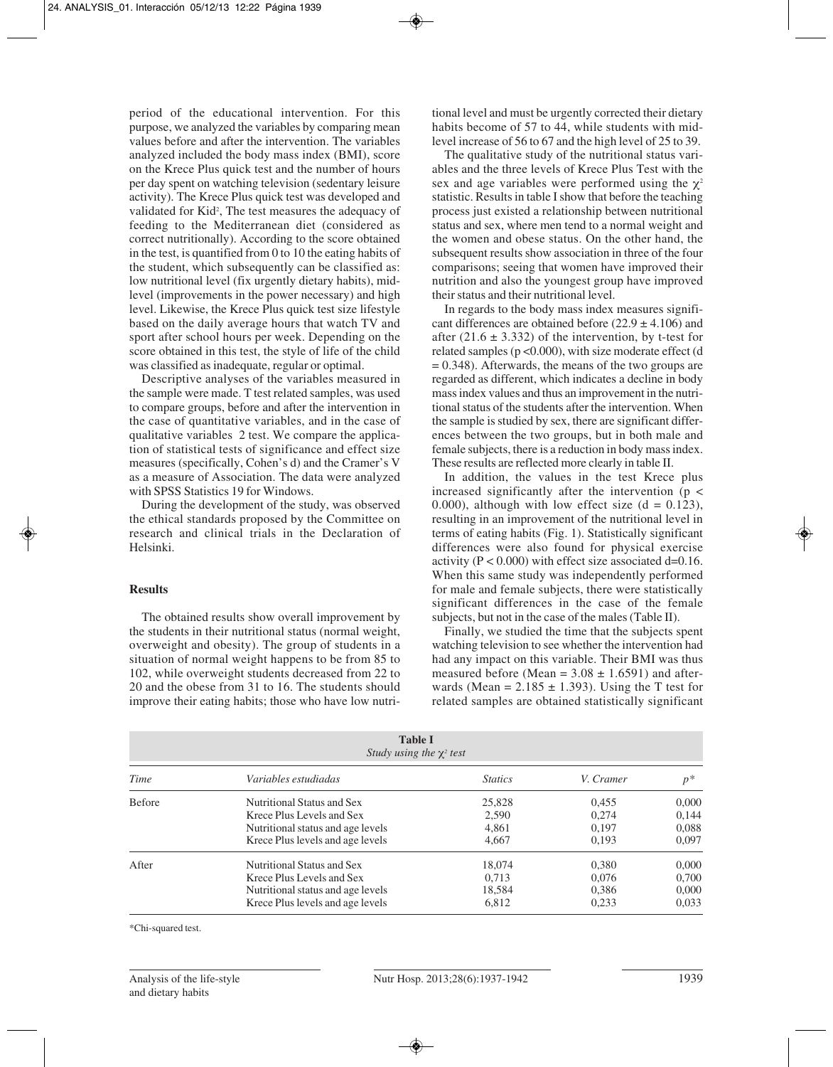period of the educational intervention. For this purpose, we analyzed the variables by comparing mean values before and after the intervention. The variables analyzed included the body mass index (BMI), score on the Krece Plus quick test and the number of hours per day spent on watching television (sedentary leisure activity). The Krece Plus quick test was developed and validated for Kid[2], The test measures the adequacy of feeding to the Mediterranean diet (considered as correct nutritionally). According to the score obtained in the test, is quantified from 0 to 10 the eating habits of the student, which subsequently can be classified as: low nutritional level (fix urgently dietary habits), mid-level (improvements in the power necessary) and high level. Likewise, the Krece Plus quick test size lifestyle based on the daily average hours that watch TV and sport after school hours per week. Depending on the score obtained in this test, the style of life of the child was classified as inadequate, regular or optimal.

Descriptive analyses of the variables measured in the sample were made. T test related samples, was used to compare groups, before and after the intervention in the case of quantitative variables, and in the case of qualitative variables 2 test. We compare the application of statistical tests of significance and effect size measures (specifically, Cohen's d) and the Cramer's V as a measure of Association. The data were analyzed with SPSS Statistics 19 for Windows.

During the development of the study, was observed the ethical standards proposed by the Committee on research and clinical trials in the Declaration of Helsinki.

## Results

The obtained results show overall improvement by the students in their nutritional status (normal weight, overweight and obesity). The group of students in a situation of normal weight happens to be from 85 to 102, while overweight students decreased from 22 to 20 and the obese from 31 to 16. The students should improve their eating habits; those who have low nutritional level and must be urgently corrected their dietary habits become of 57 to 44, while students with mid-level increase of 56 to 67 and the high level of 25 to 39.

The qualitative study of the nutritional status variables and the three levels of Krece Plus Test with the sex and age variables were performed using the $\chi^2$ statistic. Results in table I show that before the teaching process just existed a relationship between nutritional status and sex, where men tend to a normal weight and the women and obese status. On the other hand, the subsequent results show association in three of the four comparisons; seeing that women have improved their nutrition and also the youngest group have improved their status and their nutritional level.

In regards to the body mass index measures significant differences are obtained before ($22.9 \pm 4.106$) and after ($21.6 \pm 3.332$) of the intervention, by t-test for related samples ($p < 0.000$), with size moderate effect ($d = 0.348$). Afterwards, the means of the two groups are regarded as different, which indicates a decline in body mass index values and thus an improvement in the nutritional status of the students after the intervention. When the sample is studied by sex, there are significant differences between the two groups, but in both male and female subjects, there is a reduction in body mass index. These results are reflected more clearly in table II.

In addition, the values in the test Krece plus increased significantly after the intervention ($p < 0.000$), although with low effect size ($d = 0.123$), resulting in an improvement of the nutritional level in terms of eating habits (Fig. 1). Statistically significant differences were also found for physical exercise activity ($P < 0.000$) with effect size associated $d=0.16$. When this same study was independently performed for male and female subjects, there were statistically significant differences in the case of the female subjects, but not in the case of the males (Table II).

Finally, we studied the time that the subjects spent watching television to see whether the intervention had had any impact on this variable. Their BMI was thus measured before (Mean $= 3.08 \pm 1.6591$) and afterwards (Mean $= 2.185 \pm 1.393$). Using the T test for related samples are obtained statistically significant

**Table I**
*Study using the $\chi^2$ test*

| *Time* | *Variables estudiadas* | *Statics* | *V. Cramer* | *p\** |
|---|---|---|---|---|
| Before | Nutritional Status and Sex | 25,828 | 0,455 | 0,000 |
| | Krece Plus Levels and Sex | 2,590 | 0,274 | 0,144 |
| | Nutritional status and age levels | 4,861 | 0,197 | 0,088 |
| | Krece Plus levels and age levels | 4,667 | 0,193 | 0,097 |
| After | Nutritional Status and Sex | 18,074 | 0,380 | 0,000 |
| | Krece Plus Levels and Sex | 0,713 | 0,076 | 0,700 |
| | Nutritional status and age levels | 18,584 | 0,386 | 0,000 |
| | Krece Plus levels and age levels | 6,812 | 0,233 | 0,033 |

*Chi-squared test.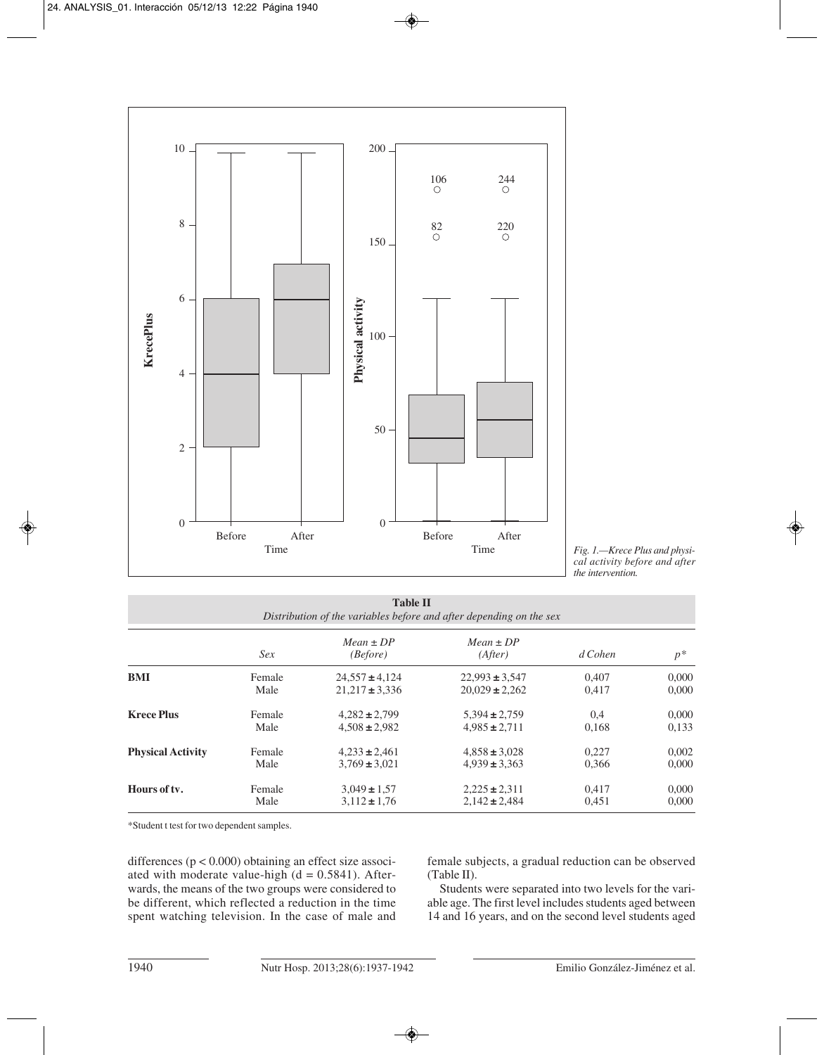Fig. 1.—Krece Plus and physical activity before and after the intervention.

**Table II**
*Distribution of the variables before and after depending on the sex*

| | Sex | Mean ± DP (Before) | Mean ± DP (After) | d Cohen | p* |
|---|---|---|---|---|---|
| **BMI** | Female | 24,557 ± 4,124 | 22,993 ± 3,547 | 0,407 | 0,000 |
| | Male | 21,217 ± 3,336 | 20,029 ± 2,262 | 0,417 | 0,000 |
| **Krece Plus** | Female | 4,282 ± 2,799 | 5,394 ± 2,759 | 0,4 | 0,000 |
| | Male | 4,508 ± 2,982 | 4,985 ± 2,711 | 0,168 | 0,133 |
| **Physical Activity** | Female | 4,233 ± 2,461 | 4,858 ± 3,028 | 0,227 | 0,002 |
| | Male | 3,769 ± 3,021 | 4,939 ± 3,363 | 0,366 | 0,000 |
| **Hours of tv.** | Female | 3,049 ± 1,57 | 2,225 ± 2,311 | 0,417 | 0,000 |
| | Male | 3,112 ± 1,76 | 2,142 ± 2,484 | 0,451 | 0,000 |

*Student t test for two dependent samples.

differences ($p < 0.000$) obtaining an effect size associated with moderate value-high ($d = 0.5841$). Afterwards, the means of the two groups were considered to be different, which reflected a reduction in the time spent watching television. In the case of male and female subjects, a gradual reduction can be observed (Table II).

Students were separated into two levels for the variable age. The first level includes students aged between 14 and 16 years, and on the second level students aged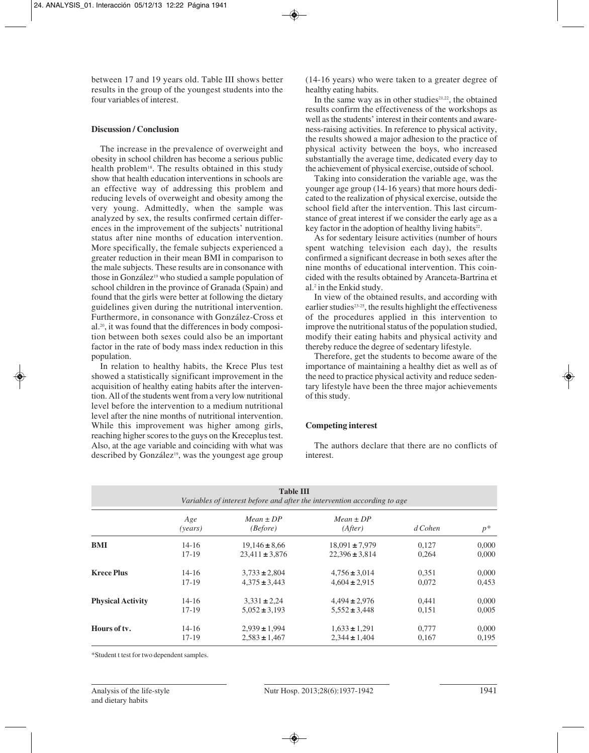between 17 and 19 years old. Table III shows better results in the group of the youngest students into the four variables of interest.

### Discussion / Conclusion

The increase in the prevalence of overweight and obesity in school children has become a serious public health problem[18]. The results obtained in this study show that health education interventions in schools are an effective way of addressing this problem and reducing levels of overweight and obesity among the very young. Admittedly, when the sample was analyzed by sex, the results confirmed certain differences in the improvement of the subjects' nutritional status after nine months of education intervention. More specifically, the female subjects experienced a greater reduction in their mean BMI in comparison to the male subjects. These results are in consonance with those in González[19] who studied a sample population of school children in the province of Granada (Spain) and found that the girls were better at following the dietary guidelines given during the nutritional intervention. Furthermore, in consonance with González-Cross et al.[20], it was found that the differences in body composition between both sexes could also be an important factor in the rate of body mass index reduction in this population.

In relation to healthy habits, the Krece Plus test showed a statistically significant improvement in the acquisition of healthy eating habits after the intervention. All of the students went from a very low nutritional level before the intervention to a medium nutritional level after the nine months of nutritional intervention. While this improvement was higher among girls, reaching higher scores to the guys on the Kreceplus test. Also, at the age variable and coinciding with what was described by González[19], was the youngest age group (14-16 years) who were taken to a greater degree of healthy eating habits.

In the same way as in other studies[21,22], the obtained results confirm the effectiveness of the workshops as well as the students' interest in their contents and awareness-raising activities. In reference to physical activity, the results showed a major adhesion to the practice of physical activity between the boys, who increased substantially the average time, dedicated every day to the achievement of physical exercise, outside of school.

Taking into consideration the variable age, was the younger age group (14-16 years) that more hours dedicated to the realization of physical exercise, outside the school field after the intervention. This last circumstance of great interest if we consider the early age as a key factor in the adoption of healthy living habits[22].

As for sedentary leisure activities (number of hours spent watching television each day), the results confirmed a significant decrease in both sexes after the nine months of educational intervention. This coincided with the results obtained by Aranceta-Bartrina et al.[2] in the Enkid study.

In view of the obtained results, and according with earlier studies[23-25], the results highlight the effectiveness of the procedures applied in this intervention to improve the nutritional status of the population studied, modify their eating habits and physical activity and thereby reduce the degree of sedentary lifestyle.

Therefore, get the students to become aware of the importance of maintaining a healthy diet as well as of the need to practice physical activity and reduce sedentary lifestyle have been the three major achievements of this study.

### Competing interest

The authors declare that there are no conflicts of interest.

**Table III**
*Variables of interest before and after the intervention according to age*

| | *Age (years)* | *Mean ± DP (Before)* | *Mean ± DP (After)* | *d Cohen* | *p\** |
|---|---|---|---|---|---|
| **BMI** | 14-16 | 19,146 ± 8,66 | 18,091 ± 7,979 | 0,127 | 0,000 |
| | 17-19 | 23,411 ± 3,876 | 22,396 ± 3,814 | 0,264 | 0,000 |
| **Krece Plus** | 14-16 | 3,733 ± 2,804 | 4,756 ± 3,014 | 0,351 | 0,000 |
| | 17-19 | 4,375 ± 3,443 | 4,604 ± 2,915 | 0,072 | 0,453 |
| **Physical Activity** | 14-16 | 3,331 ± 2,24 | 4,494 ± 2,976 | 0,441 | 0,000 |
| | 17-19 | 5,052 ± 3,193 | 5,552 ± 3,448 | 0,151 | 0,005 |
| **Hours of tv.** | 14-16 | 2,939 ± 1,994 | 1,633 ± 1,291 | 0,777 | 0,000 |
| | 17-19 | 2,583 ± 1,467 | 2,344 ± 1,404 | 0,167 | 0,195 |

\*Student t test for two dependent samples.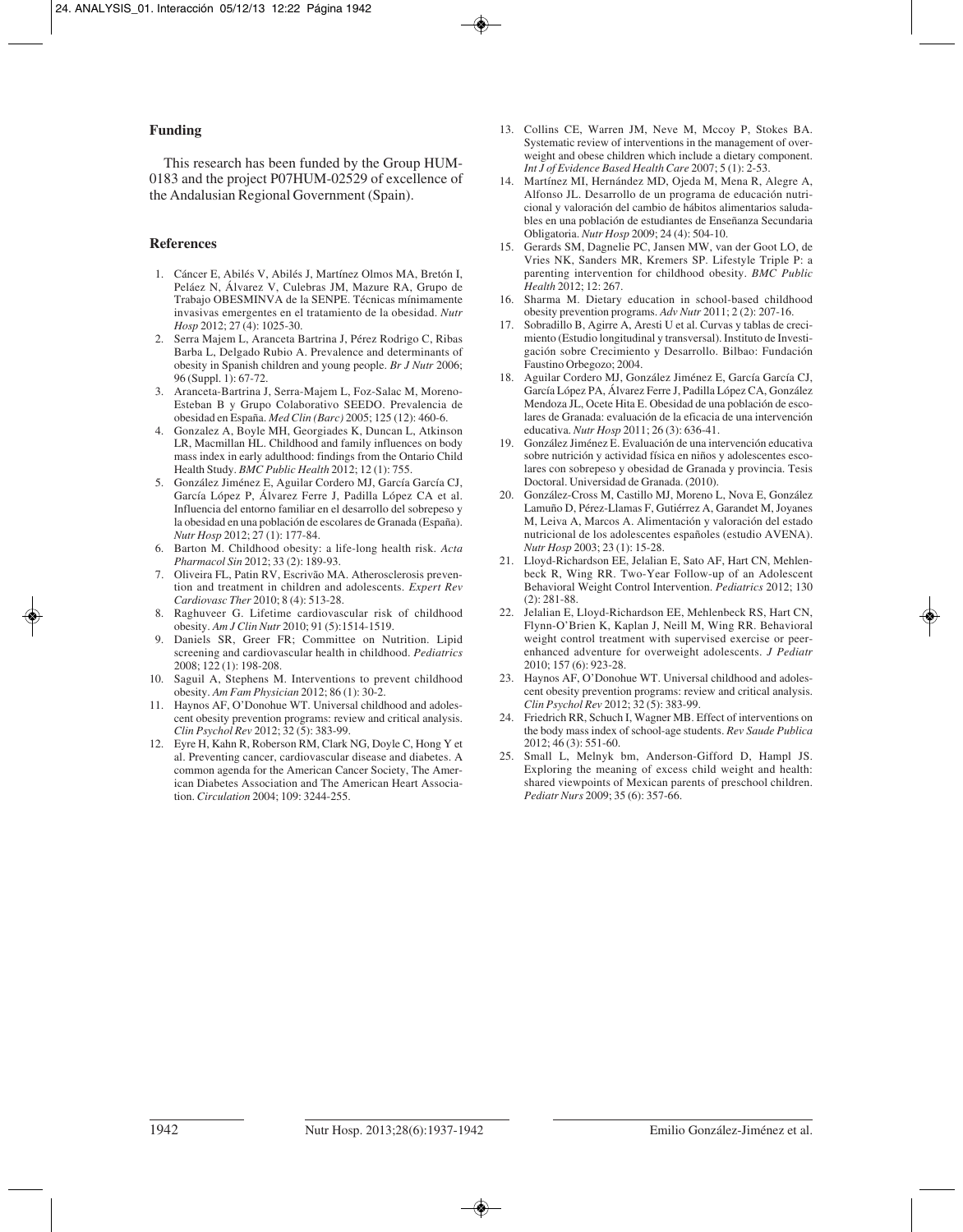## Funding

This research has been funded by the Group HUM-0183 and the project P07HUM-02529 of excellence of the Andalusian Regional Government (Spain).

## References

1. Cáncer E, Abilés V, Abilés J, Martínez Olmos MA, Bretón I, Peláez N, Álvarez V, Culebras JM, Mazure RA, Grupo de Trabajo OBESMINVA de la SENPE. Técnicas mínimamente invasivas emergentes en el tratamiento de la obesidad. *Nutr Hosp* 2012; 27 (4): 1025-30.
2. Serra Majem L, Aranceta Bartrina J, Pérez Rodrigo C, Ribas Barba L, Delgado Rubio A. Prevalence and determinants of obesity in Spanish children and young people. *Br J Nutr* 2006; 96 (Suppl. 1): 67-72.
3. Aranceta-Bartrina J, Serra-Majem L, Foz-Salac M, Moreno-Esteban B y Grupo Colaborativo SEEDO. Prevalencia de obesidad en España. *Med Clin (Barc)* 2005; 125 (12): 460-6.
4. Gonzalez A, Boyle MH, Georgiades K, Duncan L, Atkinson LR, Macmillan HL. Childhood and family influences on body mass index in early adulthood: findings from the Ontario Child Health Study. *BMC Public Health* 2012; 12 (1): 755.
5. González Jiménez E, Aguilar Cordero MJ, García García CJ, García López P, Álvarez Ferre J, Padilla López CA et al. Influencia del entorno familiar en el desarrollo del sobrepeso y la obesidad en una población de escolares de Granada (España). *Nutr Hosp* 2012; 27 (1): 177-84.
6. Barton M. Childhood obesity: a life-long health risk. *Acta Pharmacol Sin* 2012; 33 (2): 189-93.
7. Oliveira FL, Patin RV, Escrivão MA. Atherosclerosis prevention and treatment in children and adolescents. *Expert Rev Cardiovasc Ther* 2010; 8 (4): 513-28.
8. Raghuveer G. Lifetime cardiovascular risk of childhood obesity. *Am J Clin Nutr* 2010; 91 (5):1514-1519.
9. Daniels SR, Greer FR; Committee on Nutrition. Lipid screening and cardiovascular health in childhood. *Pediatrics* 2008; 122 (1): 198-208.
10. Saguil A, Stephens M. Interventions to prevent childhood obesity. *Am Fam Physician* 2012; 86 (1): 30-2.
11. Haynos AF, O'Donohue WT. Universal childhood and adolescent obesity prevention programs: review and critical analysis. *Clin Psychol Rev* 2012; 32 (5): 383-99.
12. Eyre H, Kahn R, Roberson RM, Clark NG, Doyle C, Hong Y et al. Preventing cancer, cardiovascular disease and diabetes. A common agenda for the American Cancer Society, The American Diabetes Association and The American Heart Association. *Circulation* 2004; 109: 3244-255.
13. Collins CE, Warren JM, Neve M, Mccoy P, Stokes BA. Systematic review of interventions in the management of overweight and obese children which include a dietary component. *Int J of Evidence Based Health Care* 2007; 5 (1): 2-53.
14. Martínez MI, Hernández MD, Ojeda M, Mena R, Alegre A, Alfonso JL. Desarrollo de un programa de educación nutricional y valoración del cambio de hábitos alimentarios saludables en una población de estudiantes de Enseñanza Secundaria Obligatoria. *Nutr Hosp* 2009; 24 (4): 504-10.
15. Gerards SM, Dagnelie PC, Jansen MW, van der Goot LO, de Vries NK, Sanders MR, Kremers SP. Lifestyle Triple P: a parenting intervention for childhood obesity. *BMC Public Health* 2012; 12: 267.
16. Sharma M. Dietary education in school-based childhood obesity prevention programs. *Adv Nutr* 2011; 2 (2): 207-16.
17. Sobradillo B, Agirre A, Aresti U et al. Curvas y tablas de crecimiento (Estudio longitudinal y transversal). Instituto de Investigación sobre Crecimiento y Desarrollo. Bilbao: Fundación Faustino Orbegozo; 2004.
18. Aguilar Cordero MJ, González Jiménez E, García García CJ, García López PA, Álvarez Ferre J, Padilla López CA, González Mendoza JL, Ocete Hita E. Obesidad de una población de escolares de Granada: evaluación de la eficacia de una intervención educativa. *Nutr Hosp* 2011; 26 (3): 636-41.
19. González Jiménez E. Evaluación de una intervención educativa sobre nutrición y actividad física en niños y adolescentes escolares con sobrepeso y obesidad de Granada y provincia. Tesis Doctoral. Universidad de Granada. (2010).
20. González-Cross M, Castillo MJ, Moreno L, Nova E, González Lamuño D, Pérez-Llamas F, Gutiérrez A, Garandet M, Joyanes M, Leiva A, Marcos A. Alimentación y valoración del estado nutricional de los adolescentes españoles (estudio AVENA). *Nutr Hosp* 2003; 23 (1): 15-28.
21. Lloyd-Richardson EE, Jelalian E, Sato AF, Hart CN, Mehlenbeck R, Wing RR. Two-Year Follow-up of an Adolescent Behavioral Weight Control Intervention. *Pediatrics* 2012; 130 (2): 281-88.
22. Jelalian E, Lloyd-Richardson EE, Mehlenbeck RS, Hart CN, Flynn-O'Brien K, Kaplan J, Neill M, Wing RR. Behavioral weight control treatment with supervised exercise or peer-enhanced adventure for overweight adolescents. *J Pediatr* 2010; 157 (6): 923-28.
23. Haynos AF, O'Donohue WT. Universal childhood and adolescent obesity prevention programs: review and critical analysis. *Clin Psychol Rev* 2012; 32 (5): 383-99.
24. Friedrich RR, Schuch I, Wagner MB. Effect of interventions on the body mass index of school-age students. *Rev Saude Publica* 2012; 46 (3): 551-60.
25. Small L, Melnyk bm, Anderson-Gifford D, Hampl JS. Exploring the meaning of excess child weight and health: shared viewpoints of Mexican parents of preschool children. *Pediatr Nurs* 2009; 35 (6): 357-66.